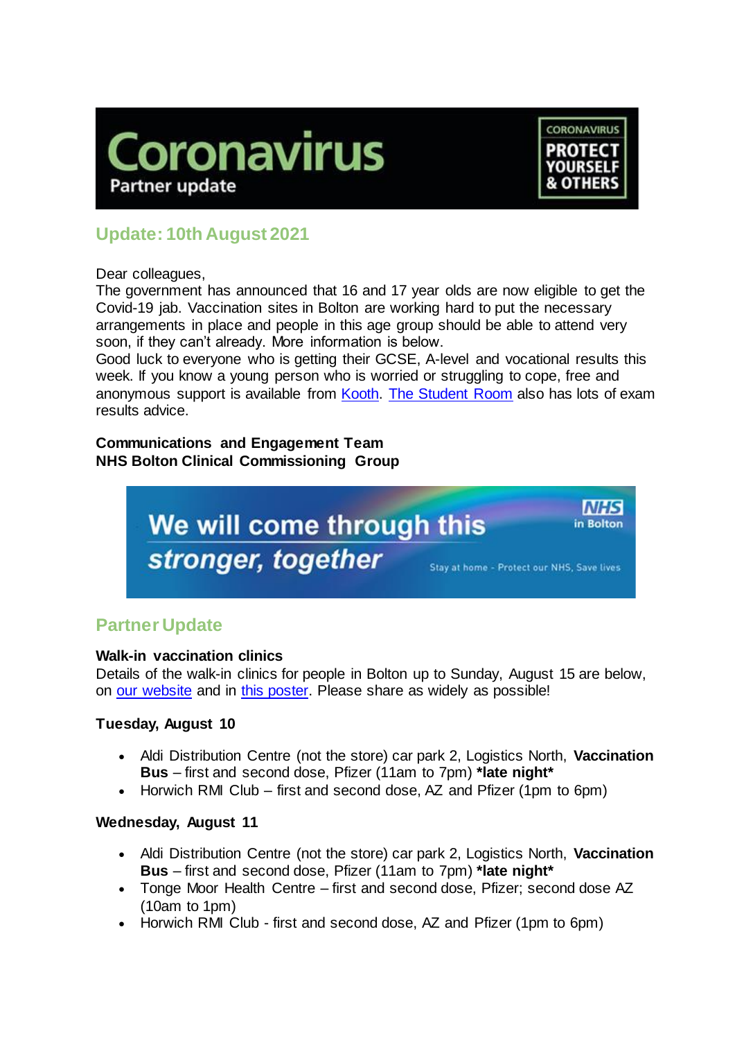# Coronavirus

Partner update

CORONAVIRUS

PROTECT YOURSELF & OTHERS

## Update: 10th August 2021

Dear colleagues,
The government has announced that 16 and 17 year olds are now eligible to get the Covid-19 jab. Vaccination sites in Bolton are working hard to put the necessary arrangements in place and people in this age group should be able to attend very soon, if they can't already. More information is below.
Good luck to everyone who is getting their GCSE, A-level and vocational results this week. If you know a young person who is worried or struggling to cope, free and anonymous support is available from Kooth. The Student Room also has lots of exam results advice.

**Communications and Engagement Team**
**NHS Bolton Clinical Commissioning Group**

We will come through this *stronger, together*

NHS in Bolton

Stay at home - Protect our NHS, Save lives

## Partner Update

**Walk-in vaccination clinics**
Details of the walk-in clinics for people in Bolton up to Sunday, August 15 are below, on our website and in this poster. Please share as widely as possible!

**Tuesday, August 10**

- Aldi Distribution Centre (not the store) car park 2, Logistics North, **Vaccination Bus** – first and second dose, Pfizer (11am to 7pm) ***late night***
- Horwich RMI Club – first and second dose, AZ and Pfizer (1pm to 6pm)

**Wednesday, August 11**

- Aldi Distribution Centre (not the store) car park 2, Logistics North, **Vaccination Bus** – first and second dose, Pfizer (11am to 7pm) ***late night***
- Tonge Moor Health Centre – first and second dose, Pfizer; second dose AZ (10am to 1pm)
- Horwich RMI Club - first and second dose, AZ and Pfizer (1pm to 6pm)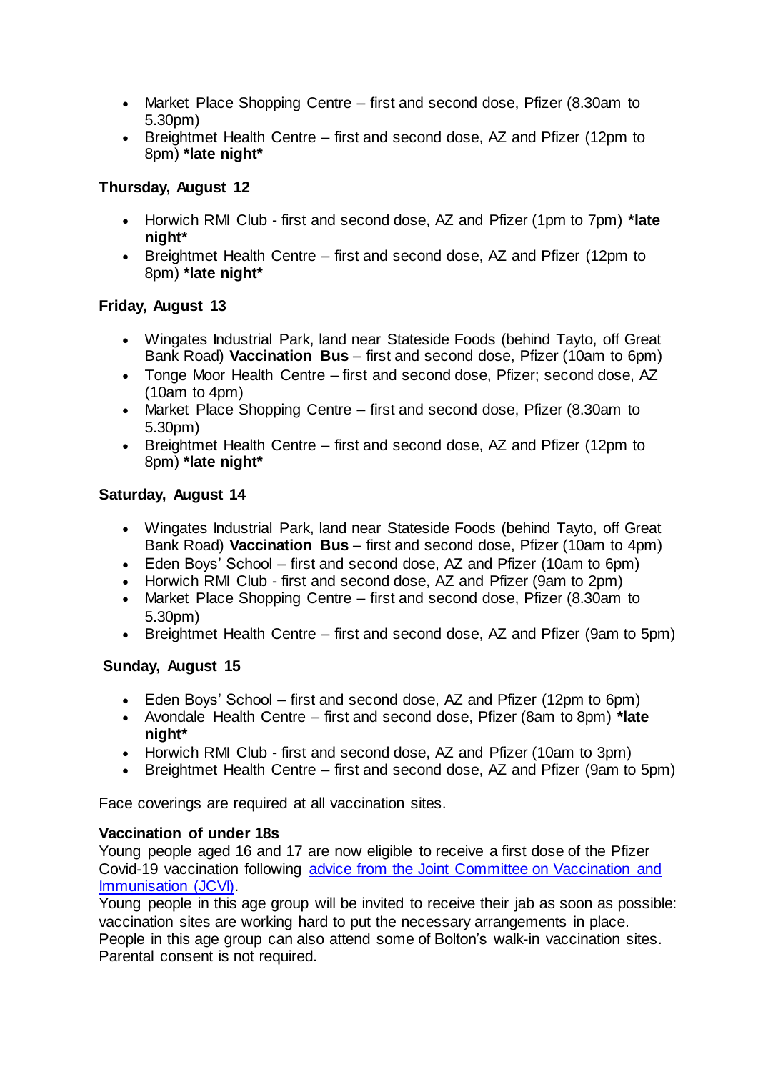- Market Place Shopping Centre – first and second dose, Pfizer (8.30am to 5.30pm)
- Breightmet Health Centre – first and second dose, AZ and Pfizer (12pm to 8pm) **\*late night\***

**Thursday, August 12**

- Horwich RMI Club - first and second dose, AZ and Pfizer (1pm to 7pm) **\*late night\***
- Breightmet Health Centre – first and second dose, AZ and Pfizer (12pm to 8pm) **\*late night\***

**Friday, August 13**

- Wingates Industrial Park, land near Stateside Foods (behind Tayto, off Great Bank Road) **Vaccination Bus** – first and second dose, Pfizer (10am to 6pm)
- Tonge Moor Health Centre – first and second dose, Pfizer; second dose, AZ (10am to 4pm)
- Market Place Shopping Centre – first and second dose, Pfizer (8.30am to 5.30pm)
- Breightmet Health Centre – first and second dose, AZ and Pfizer (12pm to 8pm) **\*late night\***

**Saturday, August 14**

- Wingates Industrial Park, land near Stateside Foods (behind Tayto, off Great Bank Road) **Vaccination Bus** – first and second dose, Pfizer (10am to 4pm)
- Eden Boys' School – first and second dose, AZ and Pfizer (10am to 6pm)
- Horwich RMI Club - first and second dose, AZ and Pfizer (9am to 2pm)
- Market Place Shopping Centre – first and second dose, Pfizer (8.30am to 5.30pm)
- Breightmet Health Centre – first and second dose, AZ and Pfizer (9am to 5pm)

**Sunday, August 15**

- Eden Boys' School – first and second dose, AZ and Pfizer (12pm to 6pm)
- Avondale Health Centre – first and second dose, Pfizer (8am to 8pm) **\*late night\***
- Horwich RMI Club - first and second dose, AZ and Pfizer (10am to 3pm)
- Breightmet Health Centre – first and second dose, AZ and Pfizer (9am to 5pm)

Face coverings are required at all vaccination sites.

**Vaccination of under 18s**
Young people aged 16 and 17 are now eligible to receive a first dose of the Pfizer Covid-19 vaccination following [advice from the Joint Committee on Vaccination and Immunisation (JCVI)](#).
Young people in this age group will be invited to receive their jab as soon as possible: vaccination sites are working hard to put the necessary arrangements in place. People in this age group can also attend some of Bolton's walk-in vaccination sites. Parental consent is not required.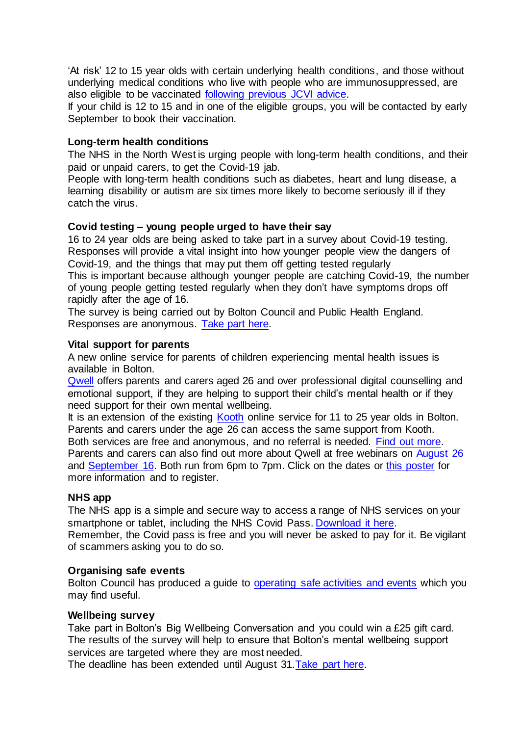'At risk' 12 to 15 year olds with certain underlying health conditions, and those without underlying medical conditions who live with people who are immunosuppressed, are also eligible to be vaccinated following previous JCVI advice.

If your child is 12 to 15 and in one of the eligible groups, you will be contacted by early September to book their vaccination.

**Long-term health conditions**

The NHS in the North West is urging people with long-term health conditions, and their paid or unpaid carers, to get the Covid-19 jab.

People with long-term health conditions such as diabetes, heart and lung disease, a learning disability or autism are six times more likely to become seriously ill if they catch the virus.

**Covid testing – young people urged to have their say**

16 to 24 year olds are being asked to take part in a survey about Covid-19 testing. Responses will provide a vital insight into how younger people view the dangers of Covid-19, and the things that may put them off getting tested regularly

This is important because although younger people are catching Covid-19, the number of young people getting tested regularly when they don't have symptoms drops off rapidly after the age of 16.

The survey is being carried out by Bolton Council and Public Health England. Responses are anonymous. Take part here.

**Vital support for parents**

A new online service for parents of children experiencing mental health issues is available in Bolton.

Qwell offers parents and carers aged 26 and over professional digital counselling and emotional support, if they are helping to support their child's mental health or if they need support for their own mental wellbeing.

It is an extension of the existing Kooth online service for 11 to 25 year olds in Bolton. Parents and carers under the age 26 can access the same support from Kooth.

Both services are free and anonymous, and no referral is needed. Find out more.

Parents and carers can also find out more about Qwell at free webinars on August 26 and September 16. Both run from 6pm to 7pm. Click on the dates or this poster for more information and to register.

**NHS app**

The NHS app is a simple and secure way to access a range of NHS services on your smartphone or tablet, including the NHS Covid Pass. Download it here.

Remember, the Covid pass is free and you will never be asked to pay for it. Be vigilant of scammers asking you to do so.

**Organising safe events**

Bolton Council has produced a guide to operating safe activities and events which you may find useful.

**Wellbeing survey**

Take part in Bolton's Big Wellbeing Conversation and you could win a £25 gift card. The results of the survey will help to ensure that Bolton's mental wellbeing support services are targeted where they are most needed.

The deadline has been extended until August 31. Take part here.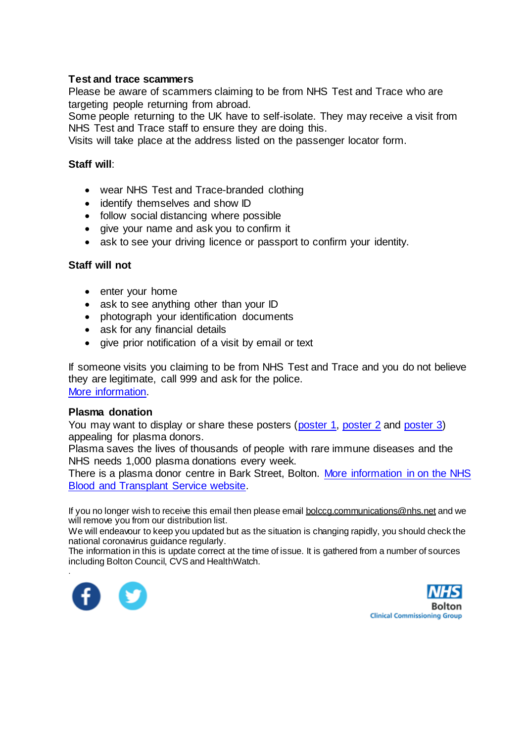**Test and trace scammers**

Please be aware of scammers claiming to be from NHS Test and Trace who are targeting people returning from abroad.

Some people returning to the UK have to self-isolate. They may receive a visit from NHS Test and Trace staff to ensure they are doing this.

Visits will take place at the address listed on the passenger locator form.

**Staff will**:

- wear NHS Test and Trace-branded clothing
- identify themselves and show ID
- follow social distancing where possible
- give your name and ask you to confirm it
- ask to see your driving licence or passport to confirm your identity.

**Staff will not**

- enter your home
- ask to see anything other than your ID
- photograph your identification documents
- ask for any financial details
- give prior notification of a visit by email or text

If someone visits you claiming to be from NHS Test and Trace and you do not believe they are legitimate, call 999 and ask for the police.

More information.

**Plasma donation**

You may want to display or share these posters (poster 1, poster 2 and poster 3) appealing for plasma donors.

Plasma saves the lives of thousands of people with rare immune diseases and the NHS needs 1,000 plasma donations every week.

There is a plasma donor centre in Bark Street, Bolton. More information in on the NHS Blood and Transplant Service website.

If you no longer wish to receive this email then please email bolccg.communications@nhs.net and we will remove you from our distribution list.

We will endeavour to keep you updated but as the situation is changing rapidly, you should check the national coronavirus guidance regularly.

The information in this is update correct at the time of issue. It is gathered from a number of sources including Bolton Council, CVS and HealthWatch.

NHS Bolton Clinical Commissioning Group